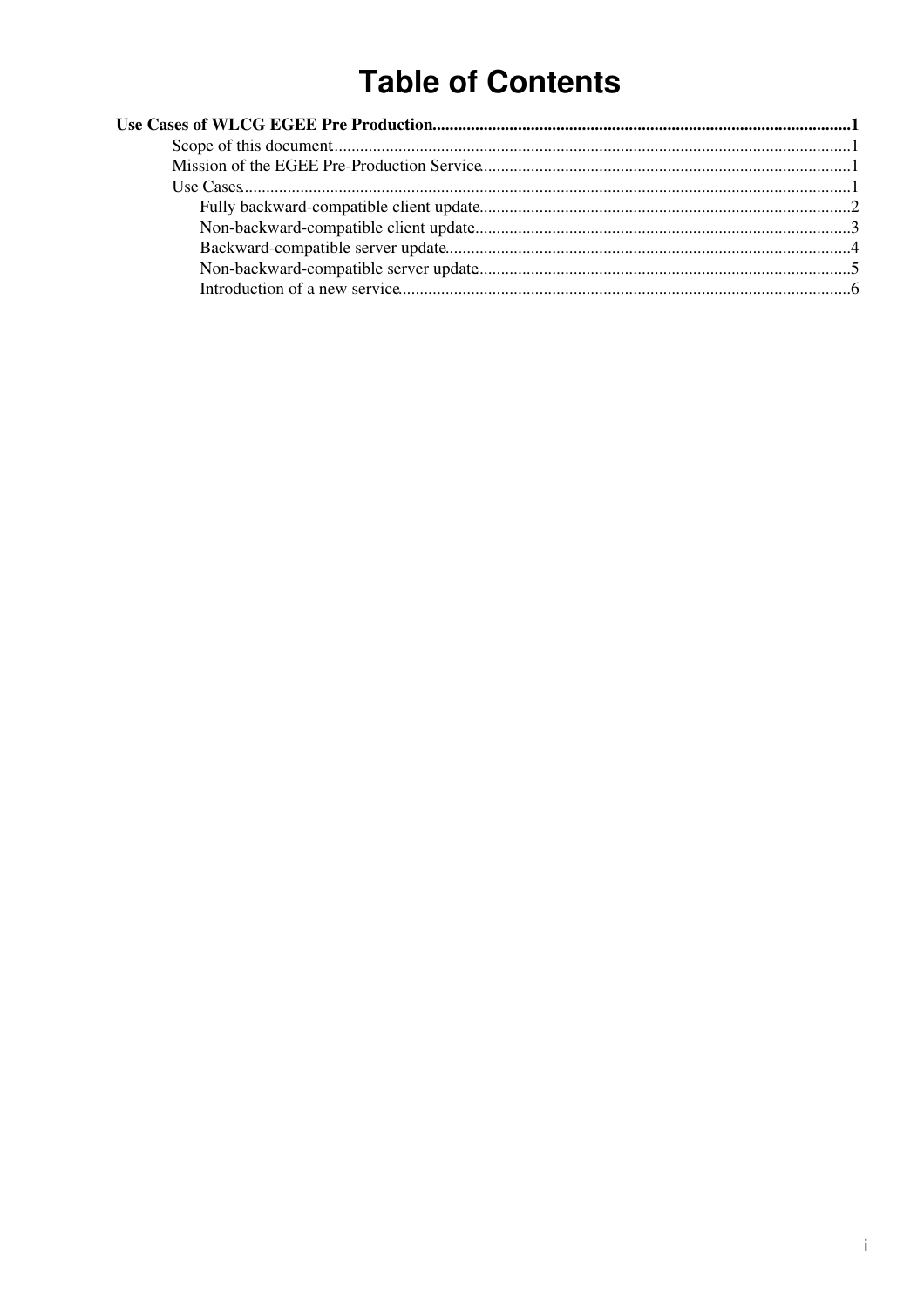# Table of Contents

**Use Cases of WLCG EGEE Pre Production**.....1

- Scope of this document.....1
- Mission of the EGEE Pre-Production Service.....1
- Use Cases.....1
  - Fully backward-compatible client update.....2
  - Non-backward-compatible client update.....3
  - Backward-compatible server update.....4
  - Non-backward-compatible server update.....5
  - Introduction of a new service.....6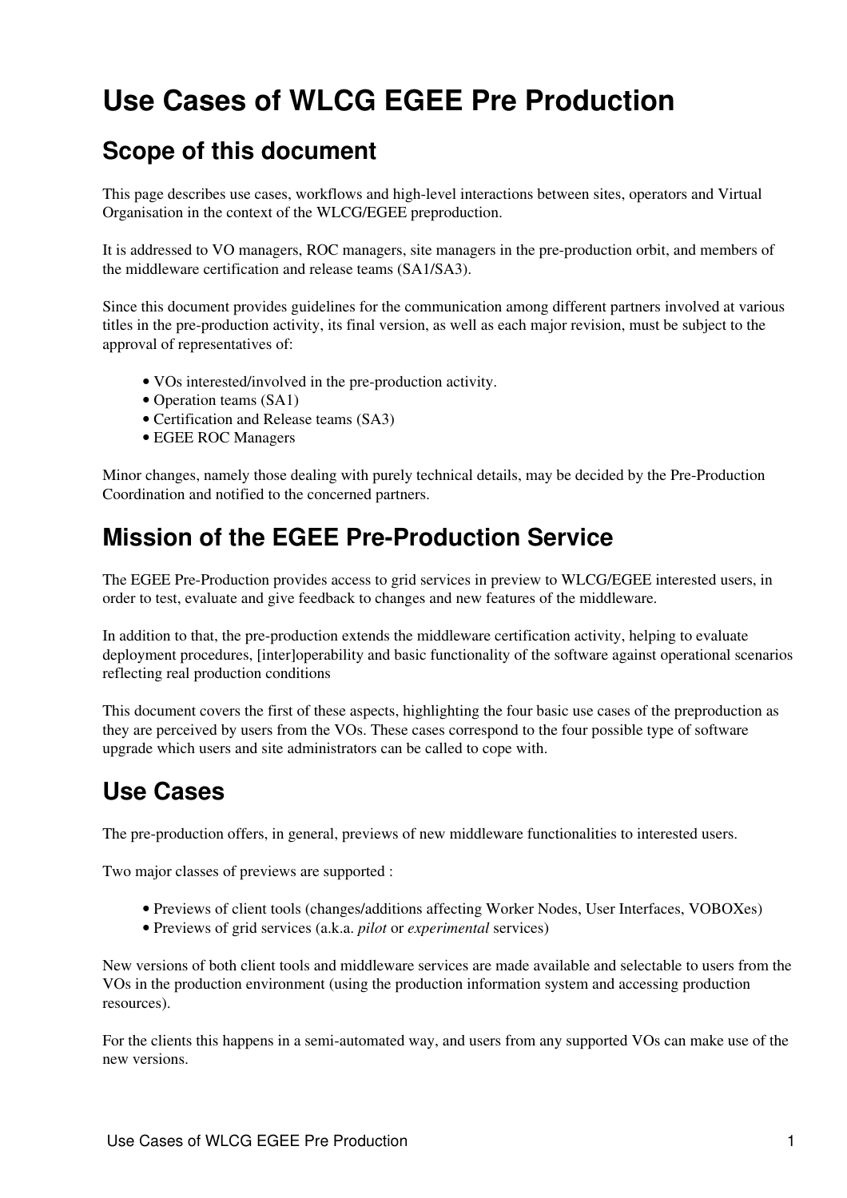# Use Cases of WLCG EGEE Pre Production

## Scope of this document

This page describes use cases, workflows and high-level interactions between sites, operators and Virtual Organisation in the context of the WLCG/EGEE preproduction.

It is addressed to VO managers, ROC managers, site managers in the pre-production orbit, and members of the middleware certification and release teams (SA1/SA3).

Since this document provides guidelines for the communication among different partners involved at various titles in the pre-production activity, its final version, as well as each major revision, must be subject to the approval of representatives of:

- VOs interested/involved in the pre-production activity.
- Operation teams (SA1)
- Certification and Release teams (SA3)
- EGEE ROC Managers

Minor changes, namely those dealing with purely technical details, may be decided by the Pre-Production Coordination and notified to the concerned partners.

## Mission of the EGEE Pre-Production Service

The EGEE Pre-Production provides access to grid services in preview to WLCG/EGEE interested users, in order to test, evaluate and give feedback to changes and new features of the middleware.

In addition to that, the pre-production extends the middleware certification activity, helping to evaluate deployment procedures, [inter]operability and basic functionality of the software against operational scenarios reflecting real production conditions

This document covers the first of these aspects, highlighting the four basic use cases of the preproduction as they are perceived by users from the VOs. These cases correspond to the four possible type of software upgrade which users and site administrators can be called to cope with.

## Use Cases

The pre-production offers, in general, previews of new middleware functionalities to interested users.

Two major classes of previews are supported :

- Previews of client tools (changes/additions affecting Worker Nodes, User Interfaces, VOBOXes)
- Previews of grid services (a.k.a. *pilot* or *experimental* services)

New versions of both client tools and middleware services are made available and selectable to users from the VOs in the production environment (using the production information system and accessing production resources).

For the clients this happens in a semi-automated way, and users from any supported VOs can make use of the new versions.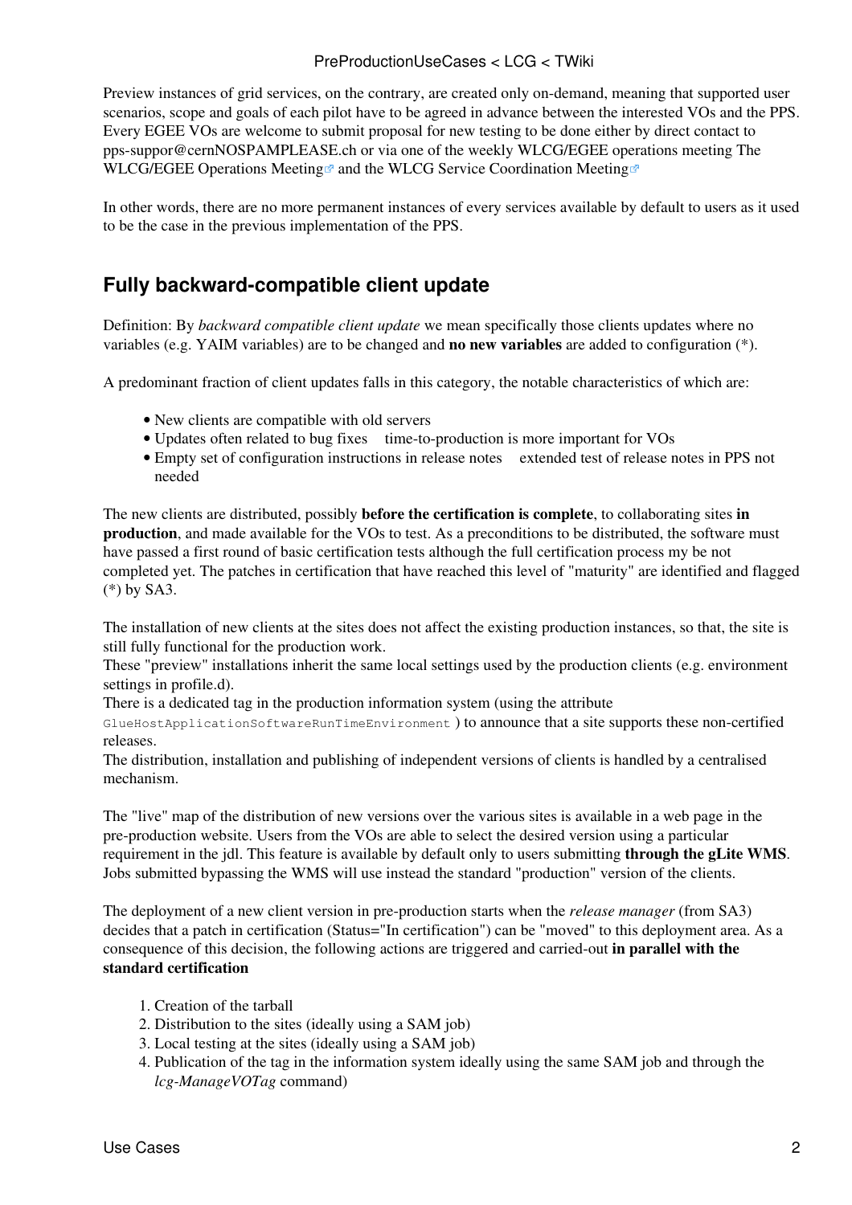Preview instances of grid services, on the contrary, are created only on-demand, meaning that supported user scenarios, scope and goals of each pilot have to be agreed in advance between the interested VOs and the PPS. Every EGEE VOs are welcome to submit proposal for new testing to be done either by direct contact to pps-suppor@cernNOSPAMPLEASE.ch or via one of the weekly WLCG/EGEE operations meeting The WLCG/EGEE Operations Meeting and the WLCG Service Coordination Meeting

In other words, there are no more permanent instances of every services available by default to users as it used to be the case in the previous implementation of the PPS.

## Fully backward-compatible client update

Definition: By *backward compatible client update* we mean specifically those clients updates where no variables (e.g. YAIM variables) are to be changed and **no new variables** are added to configuration (*).

A predominant fraction of client updates falls in this category, the notable characteristics of which are:

- New clients are compatible with old servers
- Updates often related to bug fixes    time-to-production is more important for VOs
- Empty set of configuration instructions in release notes    extended test of release notes in PPS not needed

The new clients are distributed, possibly **before the certification is complete**, to collaborating sites **in production**, and made available for the VOs to test. As a preconditions to be distributed, the software must have passed a first round of basic certification tests although the full certification process my be not completed yet. The patches in certification that have reached this level of "maturity" are identified and flagged (*) by SA3.

The installation of new clients at the sites does not affect the existing production instances, so that, the site is still fully functional for the production work.
These "preview" installations inherit the same local settings used by the production clients (e.g. environment settings in profile.d).
There is a dedicated tag in the production information system (using the attribute `GlueHostApplicationSoftwareRunTimeEnvironment` ) to announce that a site supports these non-certified releases.
The distribution, installation and publishing of independent versions of clients is handled by a centralised mechanism.

The "live" map of the distribution of new versions over the various sites is available in a web page in the pre-production website. Users from the VOs are able to select the desired version using a particular requirement in the jdl. This feature is available by default only to users submitting **through the gLite WMS**. Jobs submitted bypassing the WMS will use instead the standard "production" version of the clients.

The deployment of a new client version in pre-production starts when the *release manager* (from SA3) decides that a patch in certification (Status="In certification") can be "moved" to this deployment area. As a consequence of this decision, the following actions are triggered and carried-out **in parallel with the standard certification**

1. Creation of the tarball
2. Distribution to the sites (ideally using a SAM job)
3. Local testing at the sites (ideally using a SAM job)
4. Publication of the tag in the information system ideally using the same SAM job and through the *lcg-ManageVOTag* command)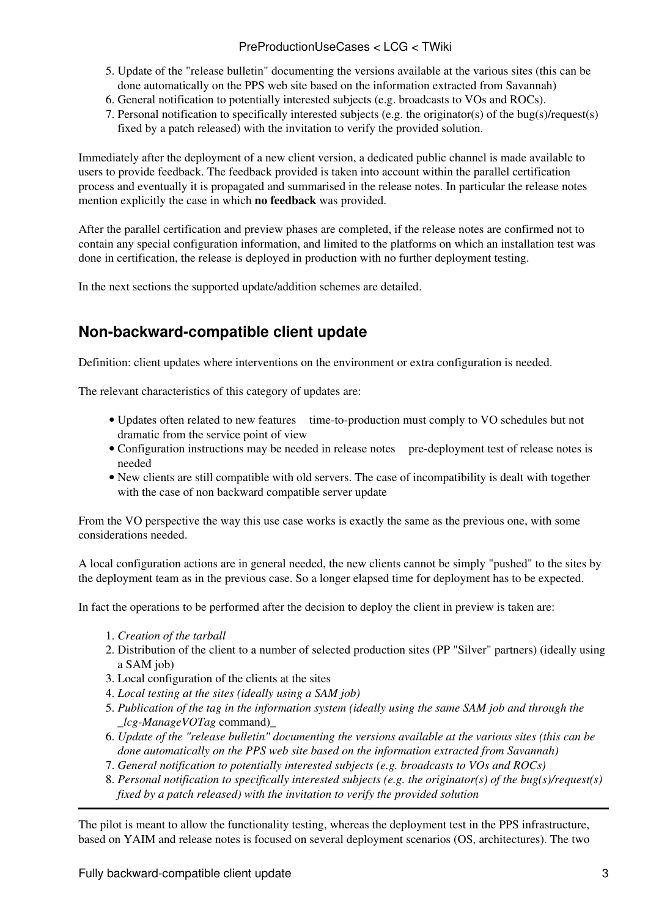5. Update of the "release bulletin" documenting the versions available at the various sites (this can be done automatically on the PPS web site based on the information extracted from Savannah)
6. General notification to potentially interested subjects (e.g. broadcasts to VOs and ROCs).
7. Personal notification to specifically interested subjects (e.g. the originator(s) of the bug(s)/request(s) fixed by a patch released) with the invitation to verify the provided solution.

Immediately after the deployment of a new client version, a dedicated public channel is made available to users to provide feedback. The feedback provided is taken into account within the parallel certification process and eventually it is propagated and summarised in the release notes. In particular the release notes mention explicitly the case in which **no feedback** was provided.

After the parallel certification and preview phases are completed, if the release notes are confirmed not to contain any special configuration information, and limited to the platforms on which an installation test was done in certification, the release is deployed in production with no further deployment testing.

In the next sections the supported update/addition schemes are detailed.

## Non-backward-compatible client update

Definition: client updates where interventions on the environment or extra configuration is needed.

The relevant characteristics of this category of updates are:

- Updates often related to new features    time-to-production must comply to VO schedules but not dramatic from the service point of view
- Configuration instructions may be needed in release notes    pre-deployment test of release notes is needed
- New clients are still compatible with old servers. The case of incompatibility is dealt with together with the case of non backward compatible server update

From the VO perspective the way this use case works is exactly the same as the previous one, with some considerations needed.

A local configuration actions are in general needed, the new clients cannot be simply "pushed" to the sites by the deployment team as in the previous case. So a longer elapsed time for deployment has to be expected.

In fact the operations to be performed after the decision to deploy the client in preview is taken are:

1. *Creation of the tarball*
2. Distribution of the client to a number of selected production sites (PP "Silver" partners) (ideally using a SAM job)
3. Local configuration of the clients at the sites
4. *Local testing at the sites (ideally using a SAM job)*
5. *Publication of the tag in the information system (ideally using the same SAM job and through the _lcg-ManageVOTag* command)_
6. *Update of the "release bulletin" documenting the versions available at the various sites (this can be done automatically on the PPS web site based on the information extracted from Savannah)*
7. *General notification to potentially interested subjects (e.g. broadcasts to VOs and ROCs)*
8. *Personal notification to specifically interested subjects (e.g. the originator(s) of the bug(s)/request(s) fixed by a patch released) with the invitation to verify the provided solution*

---

The pilot is meant to allow the functionality testing, whereas the deployment test in the PPS infrastructure, based on YAIM and release notes is focused on several deployment scenarios (OS, architectures). The two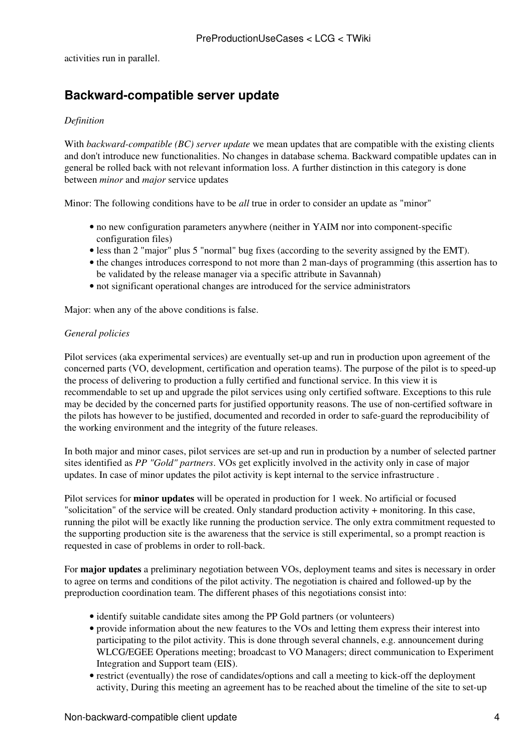activities run in parallel.

## Backward-compatible server update

*Definition*

With *backward-compatible (BC) server update* we mean updates that are compatible with the existing clients and don't introduce new functionalities. No changes in database schema. Backward compatible updates can in general be rolled back with not relevant information loss. A further distinction in this category is done between *minor* and *major* service updates

Minor: The following conditions have to be *all* true in order to consider an update as "minor"

- no new configuration parameters anywhere (neither in YAIM nor into component-specific configuration files)
- less than 2 "major" plus 5 "normal" bug fixes (according to the severity assigned by the EMT).
- the changes introduces correspond to not more than 2 man-days of programming (this assertion has to be validated by the release manager via a specific attribute in Savannah)
- not significant operational changes are introduced for the service administrators

Major: when any of the above conditions is false.

*General policies*

Pilot services (aka experimental services) are eventually set-up and run in production upon agreement of the concerned parts (VO, development, certification and operation teams). The purpose of the pilot is to speed-up the process of delivering to production a fully certified and functional service. In this view it is recommendable to set up and upgrade the pilot services using only certified software. Exceptions to this rule may be decided by the concerned parts for justified opportunity reasons. The use of non-certified software in the pilots has however to be justified, documented and recorded in order to safe-guard the reproducibility of the working environment and the integrity of the future releases.

In both major and minor cases, pilot services are set-up and run in production by a number of selected partner sites identified as *PP "Gold" partners*. VOs get explicitly involved in the activity only in case of major updates. In case of minor updates the pilot activity is kept internal to the service infrastructure .

Pilot services for **minor updates** will be operated in production for 1 week. No artificial or focused "solicitation" of the service will be created. Only standard production activity + monitoring. In this case, running the pilot will be exactly like running the production service. The only extra commitment requested to the supporting production site is the awareness that the service is still experimental, so a prompt reaction is requested in case of problems in order to roll-back.

For **major updates** a preliminary negotiation between VOs, deployment teams and sites is necessary in order to agree on terms and conditions of the pilot activity. The negotiation is chaired and followed-up by the preproduction coordination team. The different phases of this negotiations consist into:

- identify suitable candidate sites among the PP Gold partners (or volunteers)
- provide information about the new features to the VOs and letting them express their interest into participating to the pilot activity. This is done through several channels, e.g. announcement during WLCG/EGEE Operations meeting; broadcast to VO Managers; direct communication to Experiment Integration and Support team (EIS).
- restrict (eventually) the rose of candidates/options and call a meeting to kick-off the deployment activity, During this meeting an agreement has to be reached about the timeline of the site to set-up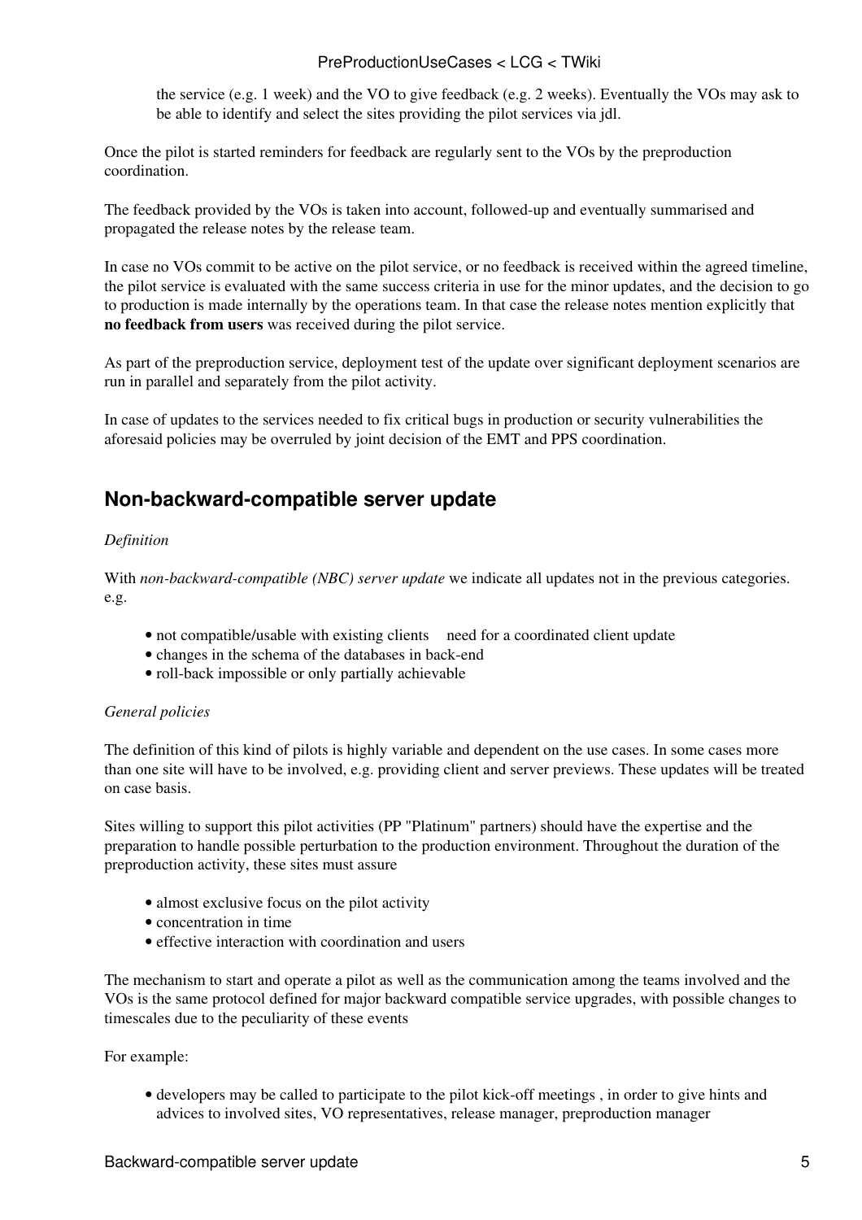the service (e.g. 1 week) and the VO to give feedback (e.g. 2 weeks). Eventually the VOs may ask to be able to identify and select the sites providing the pilot services via jdl.

Once the pilot is started reminders for feedback are regularly sent to the VOs by the preproduction coordination.

The feedback provided by the VOs is taken into account, followed-up and eventually summarised and propagated the release notes by the release team.

In case no VOs commit to be active on the pilot service, or no feedback is received within the agreed timeline, the pilot service is evaluated with the same success criteria in use for the minor updates, and the decision to go to production is made internally by the operations team. In that case the release notes mention explicitly that **no feedback from users** was received during the pilot service.

As part of the preproduction service, deployment test of the update over significant deployment scenarios are run in parallel and separately from the pilot activity.

In case of updates to the services needed to fix critical bugs in production or security vulnerabilities the aforesaid policies may be overruled by joint decision of the EMT and PPS coordination.

## Non-backward-compatible server update

*Definition*

With *non-backward-compatible (NBC) server update* we indicate all updates not in the previous categories. e.g.

- not compatible/usable with existing clients    need for a coordinated client update
- changes in the schema of the databases in back-end
- roll-back impossible or only partially achievable

*General policies*

The definition of this kind of pilots is highly variable and dependent on the use cases. In some cases more than one site will have to be involved, e.g. providing client and server previews. These updates will be treated on case basis.

Sites willing to support this pilot activities (PP "Platinum" partners) should have the expertise and the preparation to handle possible perturbation to the production environment. Throughout the duration of the preproduction activity, these sites must assure

- almost exclusive focus on the pilot activity
- concentration in time
- effective interaction with coordination and users

The mechanism to start and operate a pilot as well as the communication among the teams involved and the VOs is the same protocol defined for major backward compatible service upgrades, with possible changes to timescales due to the peculiarity of these events

For example:

- developers may be called to participate to the pilot kick-off meetings , in order to give hints and advices to involved sites, VO representatives, release manager, preproduction manager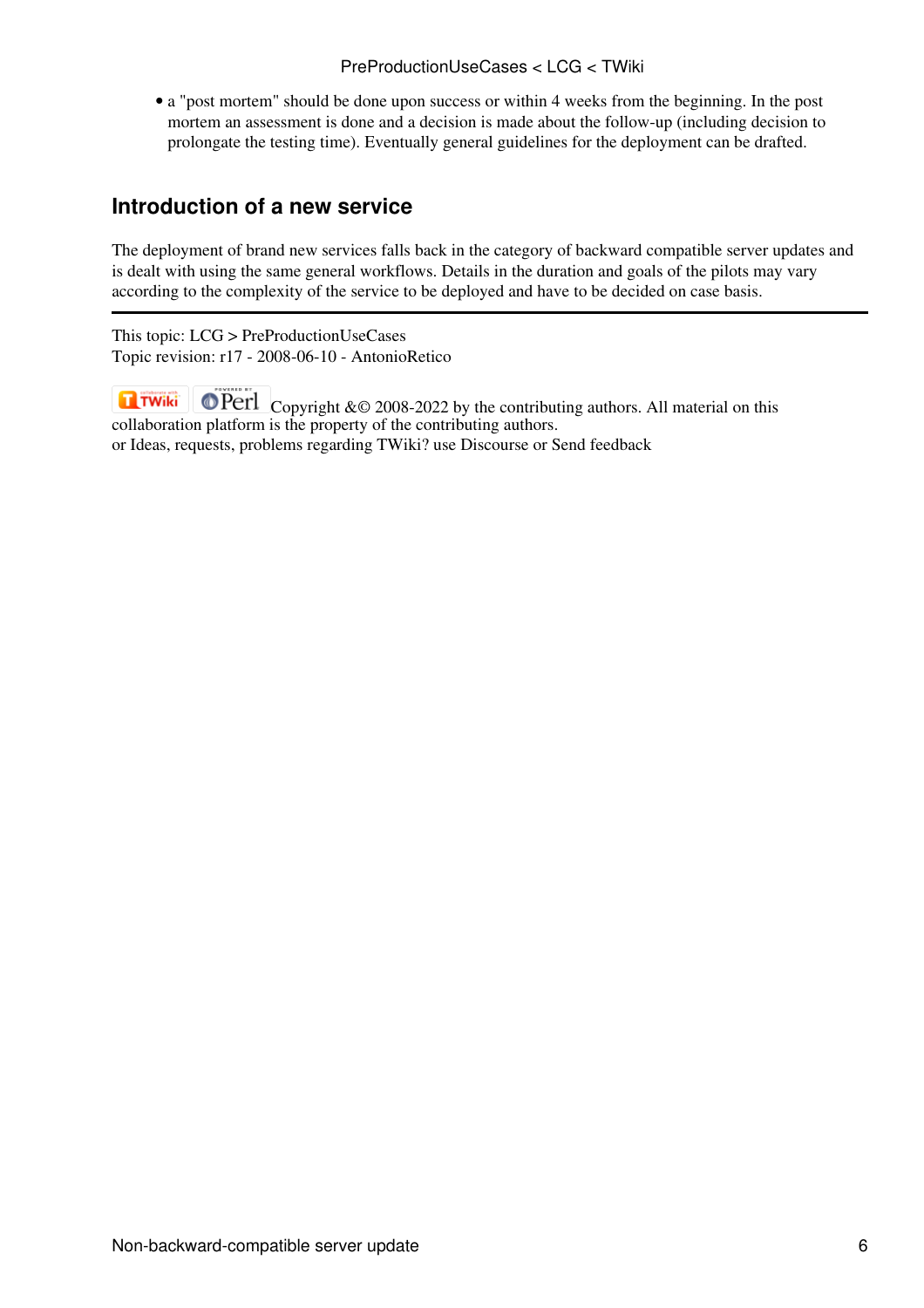- a "post mortem" should be done upon success or within 4 weeks from the beginning. In the post mortem an assessment is done and a decision is made about the follow-up (including decision to prolongate the testing time). Eventually general guidelines for the deployment can be drafted.

## Introduction of a new service

The deployment of brand new services falls back in the category of backward compatible server updates and is dealt with using the same general workflows. Details in the duration and goals of the pilots may vary according to the complexity of the service to be deployed and have to be decided on case basis.

---

This topic: LCG > PreProductionUseCases
Topic revision: r17 - 2008-06-10 - AntonioRetico

Copyright &© 2008-2022 by the contributing authors. All material on this collaboration platform is the property of the contributing authors.
or Ideas, requests, problems regarding TWiki? use Discourse or Send feedback